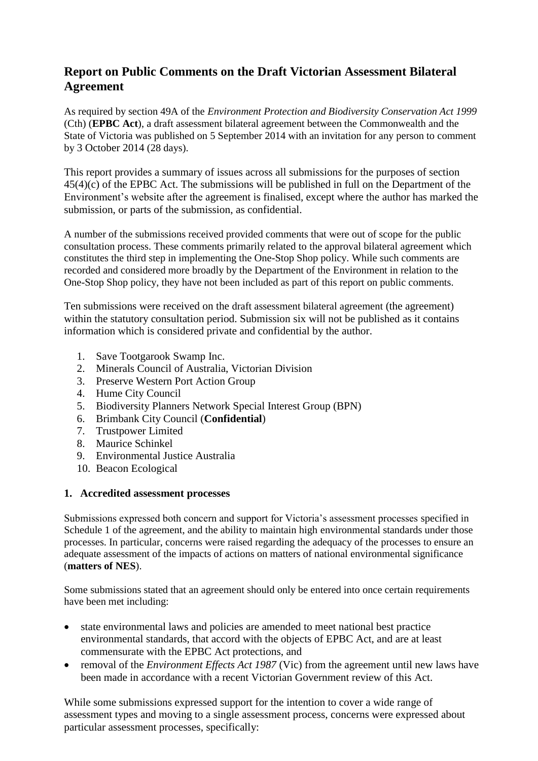## Report on Public Comments on the Draft Victorian Assessment Bilateral Agreement

As required by section 49A of the *Environment Protection and Biodiversity Conservation Act 1999* (Cth) (**EPBC Act**), a draft assessment bilateral agreement between the Commonwealth and the State of Victoria was published on 5 September 2014 with an invitation for any person to comment by 3 October 2014 (28 days).

This report provides a summary of issues across all submissions for the purposes of section 45(4)(c) of the EPBC Act. The submissions will be published in full on the Department of the Environment's website after the agreement is finalised, except where the author has marked the submission, or parts of the submission, as confidential.

A number of the submissions received provided comments that were out of scope for the public consultation process. These comments primarily related to the approval bilateral agreement which constitutes the third step in implementing the One-Stop Shop policy. While such comments are recorded and considered more broadly by the Department of the Environment in relation to the One-Stop Shop policy, they have not been included as part of this report on public comments.

Ten submissions were received on the draft assessment bilateral agreement (the agreement) within the statutory consultation period. Submission six will not be published as it contains information which is considered private and confidential by the author.

1. Save Tootgarook Swamp Inc.
2. Minerals Council of Australia, Victorian Division
3. Preserve Western Port Action Group
4. Hume City Council
5. Biodiversity Planners Network Special Interest Group (BPN)
6. Brimbank City Council (**Confidential**)
7. Trustpower Limited
8. Maurice Schinkel
9. Environmental Justice Australia
10. Beacon Ecological

### 1. Accredited assessment processes

Submissions expressed both concern and support for Victoria's assessment processes specified in Schedule 1 of the agreement, and the ability to maintain high environmental standards under those processes. In particular, concerns were raised regarding the adequacy of the processes to ensure an adequate assessment of the impacts of actions on matters of national environmental significance (**matters of NES**).

Some submissions stated that an agreement should only be entered into once certain requirements have been met including:

- state environmental laws and policies are amended to meet national best practice environmental standards, that accord with the objects of EPBC Act, and are at least commensurate with the EPBC Act protections, and
- removal of the *Environment Effects Act 1987* (Vic) from the agreement until new laws have been made in accordance with a recent Victorian Government review of this Act.

While some submissions expressed support for the intention to cover a wide range of assessment types and moving to a single assessment process, concerns were expressed about particular assessment processes, specifically: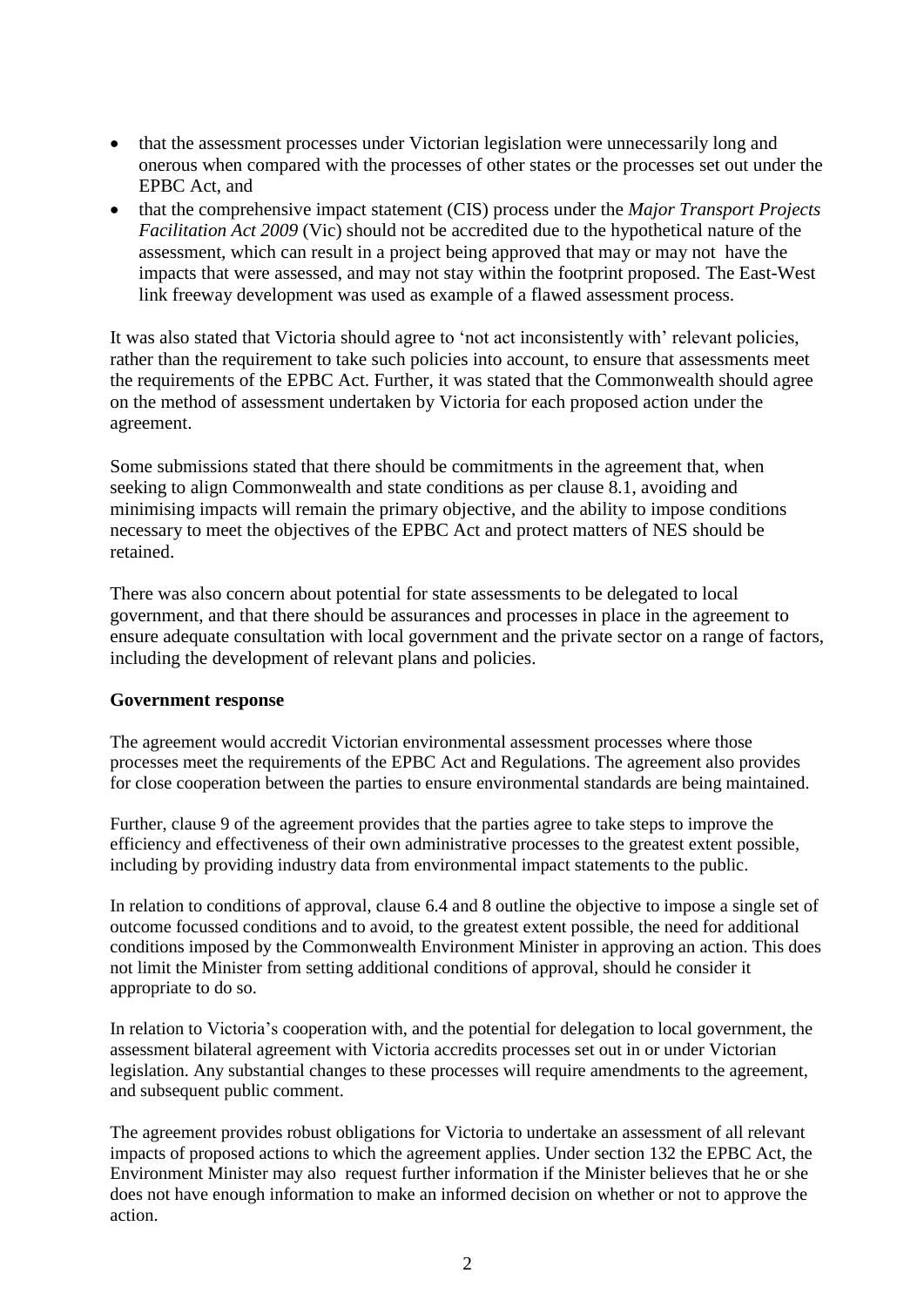- that the assessment processes under Victorian legislation were unnecessarily long and onerous when compared with the processes of other states or the processes set out under the EPBC Act, and
- that the comprehensive impact statement (CIS) process under the *Major Transport Projects Facilitation Act 2009* (Vic) should not be accredited due to the hypothetical nature of the assessment, which can result in a project being approved that may or may not have the impacts that were assessed, and may not stay within the footprint proposed. The East-West link freeway development was used as example of a flawed assessment process.

It was also stated that Victoria should agree to 'not act inconsistently with' relevant policies, rather than the requirement to take such policies into account, to ensure that assessments meet the requirements of the EPBC Act. Further, it was stated that the Commonwealth should agree on the method of assessment undertaken by Victoria for each proposed action under the agreement.

Some submissions stated that there should be commitments in the agreement that, when seeking to align Commonwealth and state conditions as per clause 8.1, avoiding and minimising impacts will remain the primary objective, and the ability to impose conditions necessary to meet the objectives of the EPBC Act and protect matters of NES should be retained.

There was also concern about potential for state assessments to be delegated to local government, and that there should be assurances and processes in place in the agreement to ensure adequate consultation with local government and the private sector on a range of factors, including the development of relevant plans and policies.

**Government response**

The agreement would accredit Victorian environmental assessment processes where those processes meet the requirements of the EPBC Act and Regulations. The agreement also provides for close cooperation between the parties to ensure environmental standards are being maintained.

Further, clause 9 of the agreement provides that the parties agree to take steps to improve the efficiency and effectiveness of their own administrative processes to the greatest extent possible, including by providing industry data from environmental impact statements to the public.

In relation to conditions of approval, clause 6.4 and 8 outline the objective to impose a single set of outcome focussed conditions and to avoid, to the greatest extent possible, the need for additional conditions imposed by the Commonwealth Environment Minister in approving an action. This does not limit the Minister from setting additional conditions of approval, should he consider it appropriate to do so.

In relation to Victoria's cooperation with, and the potential for delegation to local government, the assessment bilateral agreement with Victoria accredits processes set out in or under Victorian legislation. Any substantial changes to these processes will require amendments to the agreement, and subsequent public comment.

The agreement provides robust obligations for Victoria to undertake an assessment of all relevant impacts of proposed actions to which the agreement applies. Under section 132 the EPBC Act, the Environment Minister may also request further information if the Minister believes that he or she does not have enough information to make an informed decision on whether or not to approve the action.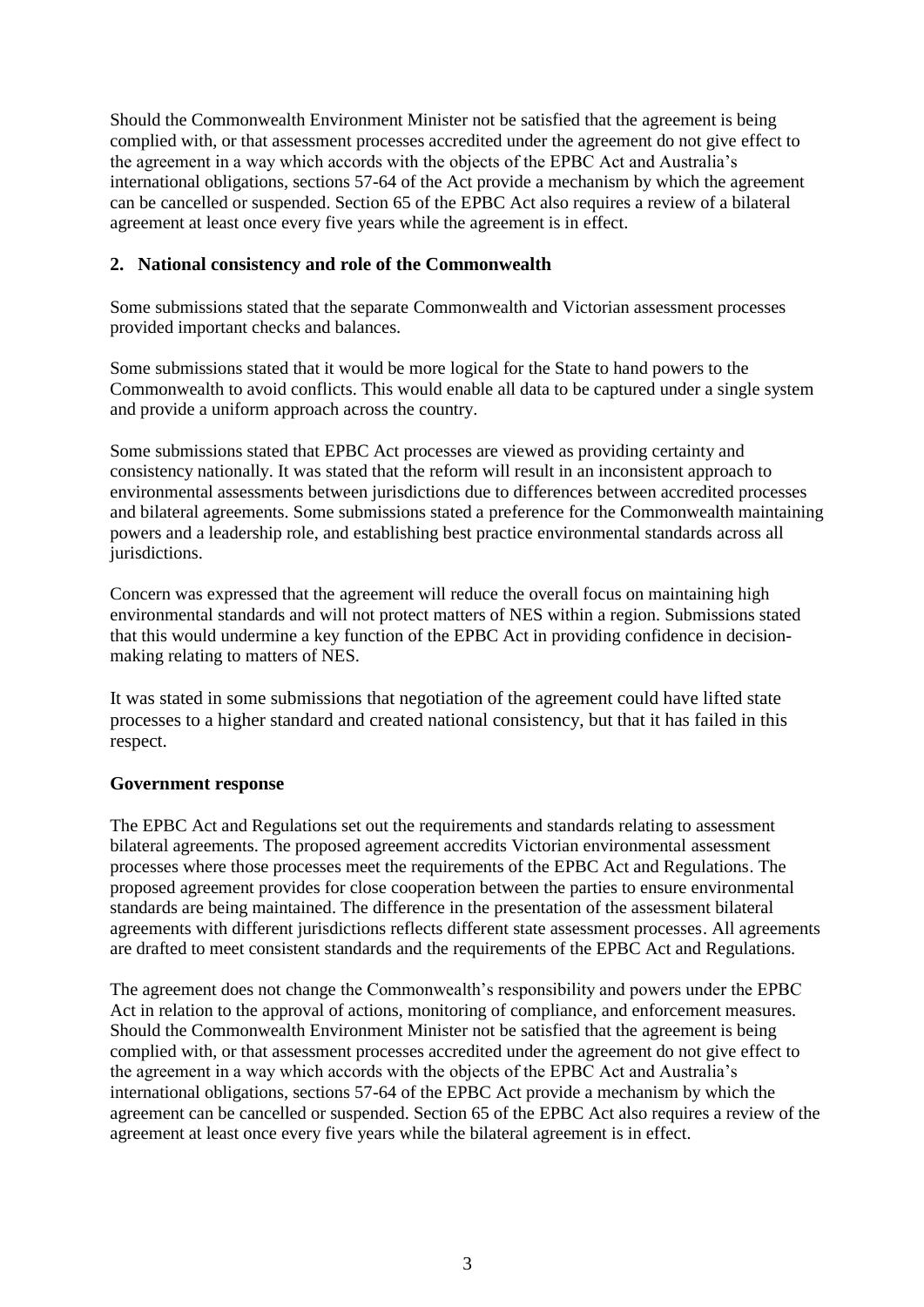Should the Commonwealth Environment Minister not be satisfied that the agreement is being complied with, or that assessment processes accredited under the agreement do not give effect to the agreement in a way which accords with the objects of the EPBC Act and Australia's international obligations, sections 57-64 of the Act provide a mechanism by which the agreement can be cancelled or suspended. Section 65 of the EPBC Act also requires a review of a bilateral agreement at least once every five years while the agreement is in effect.

## 2. National consistency and role of the Commonwealth

Some submissions stated that the separate Commonwealth and Victorian assessment processes provided important checks and balances.

Some submissions stated that it would be more logical for the State to hand powers to the Commonwealth to avoid conflicts. This would enable all data to be captured under a single system and provide a uniform approach across the country.

Some submissions stated that EPBC Act processes are viewed as providing certainty and consistency nationally. It was stated that the reform will result in an inconsistent approach to environmental assessments between jurisdictions due to differences between accredited processes and bilateral agreements. Some submissions stated a preference for the Commonwealth maintaining powers and a leadership role, and establishing best practice environmental standards across all jurisdictions.

Concern was expressed that the agreement will reduce the overall focus on maintaining high environmental standards and will not protect matters of NES within a region. Submissions stated that this would undermine a key function of the EPBC Act in providing confidence in decision-making relating to matters of NES.

It was stated in some submissions that negotiation of the agreement could have lifted state processes to a higher standard and created national consistency, but that it has failed in this respect.

### Government response

The EPBC Act and Regulations set out the requirements and standards relating to assessment bilateral agreements. The proposed agreement accredits Victorian environmental assessment processes where those processes meet the requirements of the EPBC Act and Regulations. The proposed agreement provides for close cooperation between the parties to ensure environmental standards are being maintained. The difference in the presentation of the assessment bilateral agreements with different jurisdictions reflects different state assessment processes. All agreements are drafted to meet consistent standards and the requirements of the EPBC Act and Regulations.

The agreement does not change the Commonwealth's responsibility and powers under the EPBC Act in relation to the approval of actions, monitoring of compliance, and enforcement measures. Should the Commonwealth Environment Minister not be satisfied that the agreement is being complied with, or that assessment processes accredited under the agreement do not give effect to the agreement in a way which accords with the objects of the EPBC Act and Australia's international obligations, sections 57-64 of the EPBC Act provide a mechanism by which the agreement can be cancelled or suspended. Section 65 of the EPBC Act also requires a review of the agreement at least once every five years while the bilateral agreement is in effect.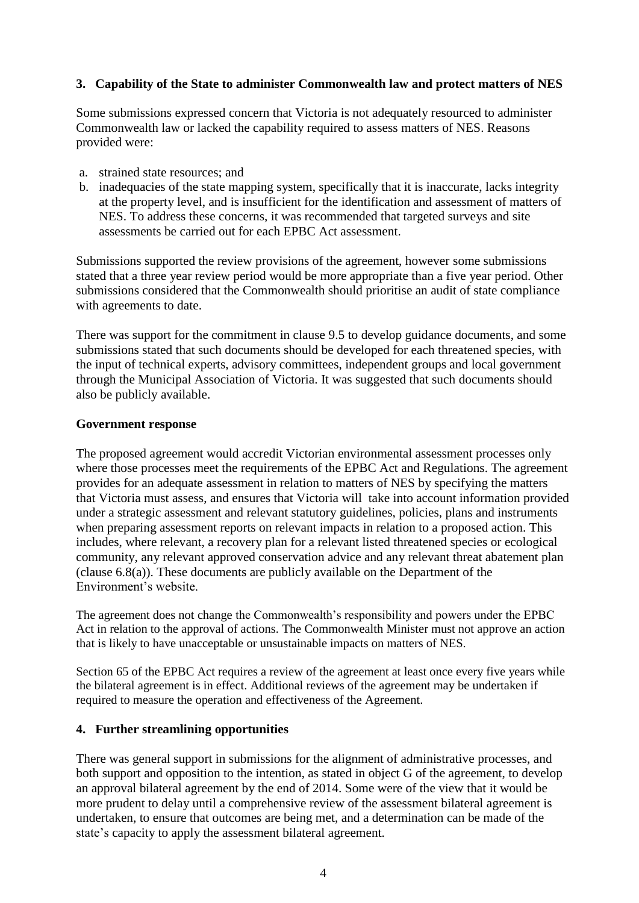## 3. Capability of the State to administer Commonwealth law and protect matters of NES

Some submissions expressed concern that Victoria is not adequately resourced to administer Commonwealth law or lacked the capability required to assess matters of NES. Reasons provided were:

a. strained state resources; and
b. inadequacies of the state mapping system, specifically that it is inaccurate, lacks integrity at the property level, and is insufficient for the identification and assessment of matters of NES. To address these concerns, it was recommended that targeted surveys and site assessments be carried out for each EPBC Act assessment.

Submissions supported the review provisions of the agreement, however some submissions stated that a three year review period would be more appropriate than a five year period. Other submissions considered that the Commonwealth should prioritise an audit of state compliance with agreements to date.

There was support for the commitment in clause 9.5 to develop guidance documents, and some submissions stated that such documents should be developed for each threatened species, with the input of technical experts, advisory committees, independent groups and local government through the Municipal Association of Victoria. It was suggested that such documents should also be publicly available.

### Government response

The proposed agreement would accredit Victorian environmental assessment processes only where those processes meet the requirements of the EPBC Act and Regulations. The agreement provides for an adequate assessment in relation to matters of NES by specifying the matters that Victoria must assess, and ensures that Victoria will take into account information provided under a strategic assessment and relevant statutory guidelines, policies, plans and instruments when preparing assessment reports on relevant impacts in relation to a proposed action. This includes, where relevant, a recovery plan for a relevant listed threatened species or ecological community, any relevant approved conservation advice and any relevant threat abatement plan (clause 6.8(a)). These documents are publicly available on the Department of the Environment's website.

The agreement does not change the Commonwealth's responsibility and powers under the EPBC Act in relation to the approval of actions. The Commonwealth Minister must not approve an action that is likely to have unacceptable or unsustainable impacts on matters of NES.

Section 65 of the EPBC Act requires a review of the agreement at least once every five years while the bilateral agreement is in effect. Additional reviews of the agreement may be undertaken if required to measure the operation and effectiveness of the Agreement.

## 4. Further streamlining opportunities

There was general support in submissions for the alignment of administrative processes, and both support and opposition to the intention, as stated in object G of the agreement, to develop an approval bilateral agreement by the end of 2014. Some were of the view that it would be more prudent to delay until a comprehensive review of the assessment bilateral agreement is undertaken, to ensure that outcomes are being met, and a determination can be made of the state's capacity to apply the assessment bilateral agreement.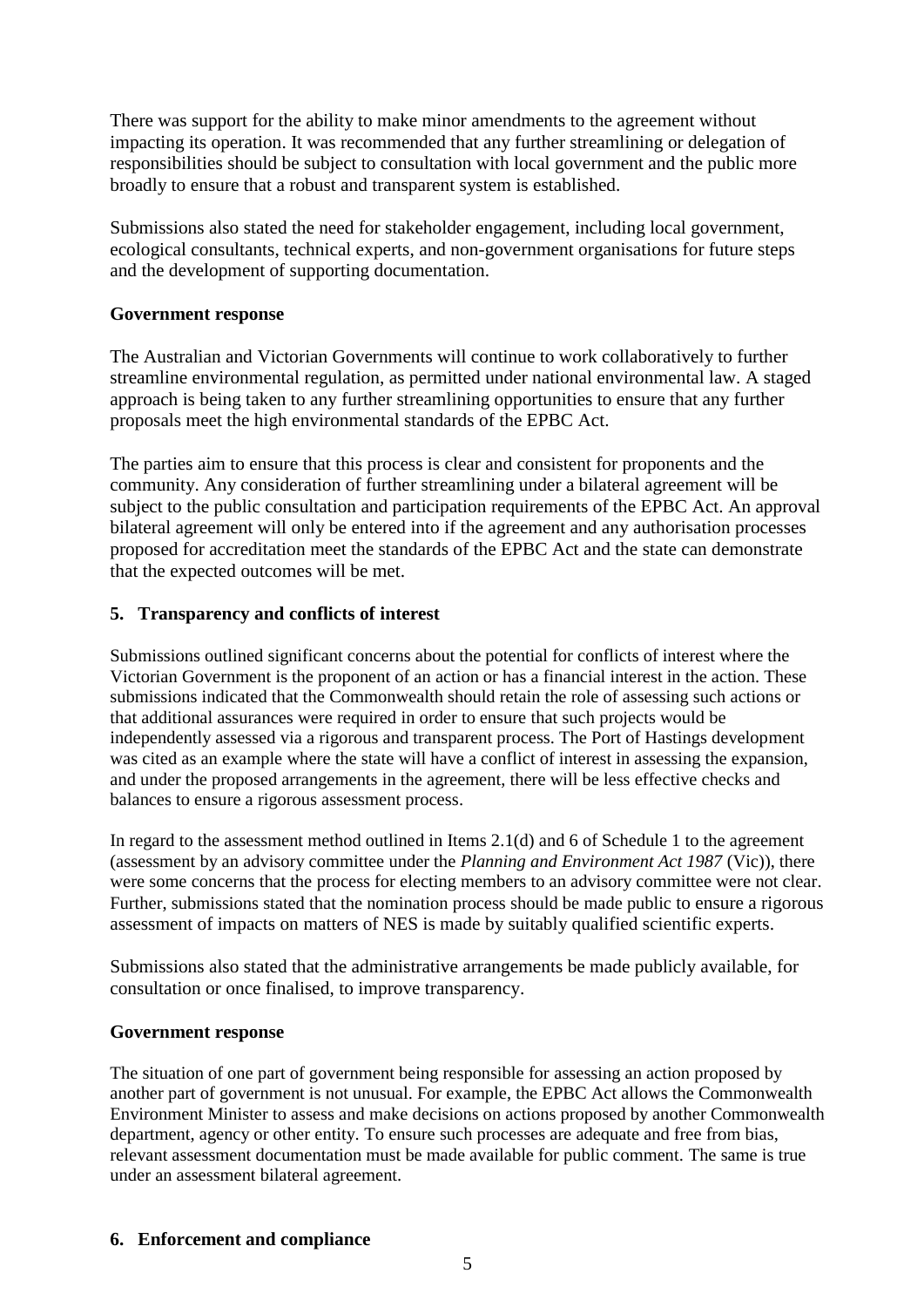There was support for the ability to make minor amendments to the agreement without impacting its operation. It was recommended that any further streamlining or delegation of responsibilities should be subject to consultation with local government and the public more broadly to ensure that a robust and transparent system is established.

Submissions also stated the need for stakeholder engagement, including local government, ecological consultants, technical experts, and non-government organisations for future steps and the development of supporting documentation.

**Government response**

The Australian and Victorian Governments will continue to work collaboratively to further streamline environmental regulation, as permitted under national environmental law. A staged approach is being taken to any further streamlining opportunities to ensure that any further proposals meet the high environmental standards of the EPBC Act.

The parties aim to ensure that this process is clear and consistent for proponents and the community. Any consideration of further streamlining under a bilateral agreement will be subject to the public consultation and participation requirements of the EPBC Act. An approval bilateral agreement will only be entered into if the agreement and any authorisation processes proposed for accreditation meet the standards of the EPBC Act and the state can demonstrate that the expected outcomes will be met.

## 5. Transparency and conflicts of interest

Submissions outlined significant concerns about the potential for conflicts of interest where the Victorian Government is the proponent of an action or has a financial interest in the action. These submissions indicated that the Commonwealth should retain the role of assessing such actions or that additional assurances were required in order to ensure that such projects would be independently assessed via a rigorous and transparent process. The Port of Hastings development was cited as an example where the state will have a conflict of interest in assessing the expansion, and under the proposed arrangements in the agreement, there will be less effective checks and balances to ensure a rigorous assessment process.

In regard to the assessment method outlined in Items 2.1(d) and 6 of Schedule 1 to the agreement (assessment by an advisory committee under the *Planning and Environment Act 1987* (Vic)), there were some concerns that the process for electing members to an advisory committee were not clear. Further, submissions stated that the nomination process should be made public to ensure a rigorous assessment of impacts on matters of NES is made by suitably qualified scientific experts.

Submissions also stated that the administrative arrangements be made publicly available, for consultation or once finalised, to improve transparency.

**Government response**

The situation of one part of government being responsible for assessing an action proposed by another part of government is not unusual. For example, the EPBC Act allows the Commonwealth Environment Minister to assess and make decisions on actions proposed by another Commonwealth department, agency or other entity. To ensure such processes are adequate and free from bias, relevant assessment documentation must be made available for public comment. The same is true under an assessment bilateral agreement.

## 6. Enforcement and compliance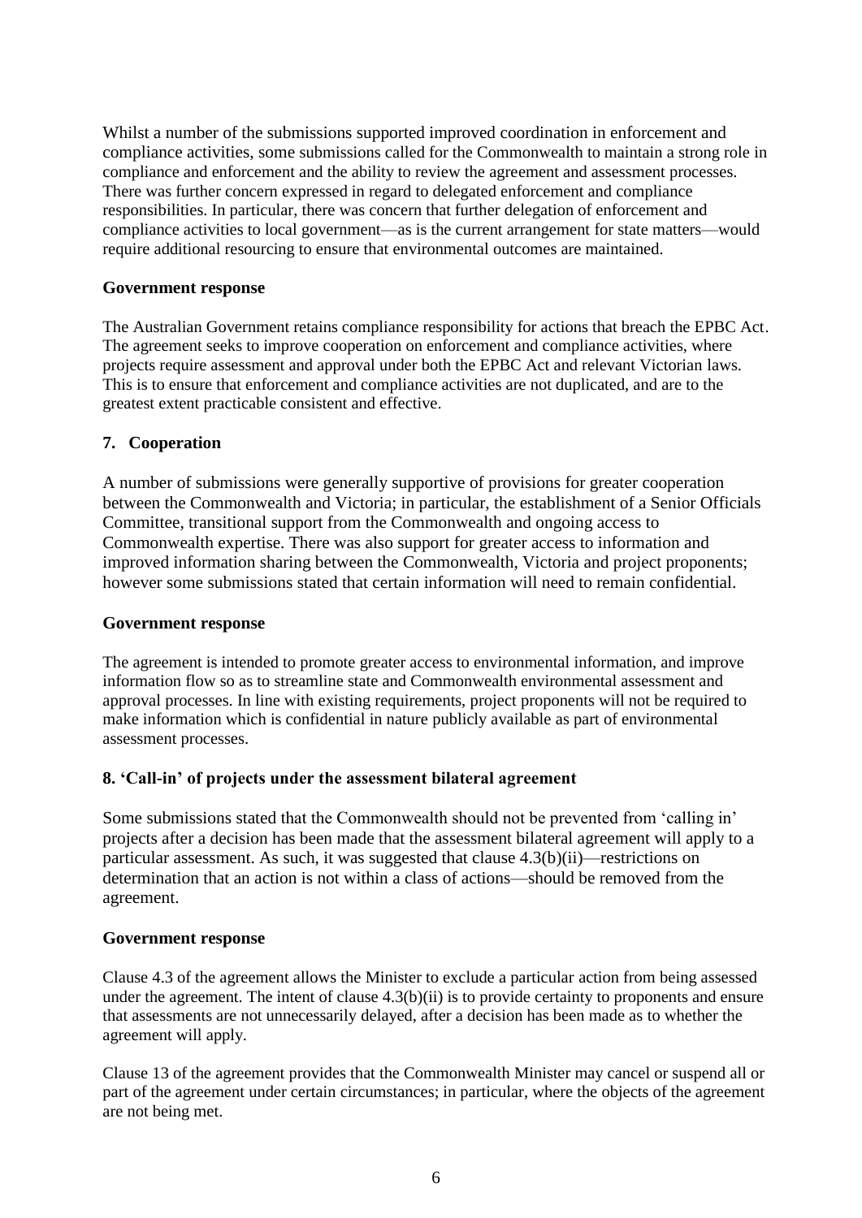Whilst a number of the submissions supported improved coordination in enforcement and compliance activities, some submissions called for the Commonwealth to maintain a strong role in compliance and enforcement and the ability to review the agreement and assessment processes. There was further concern expressed in regard to delegated enforcement and compliance responsibilities. In particular, there was concern that further delegation of enforcement and compliance activities to local government—as is the current arrangement for state matters—would require additional resourcing to ensure that environmental outcomes are maintained.

**Government response**

The Australian Government retains compliance responsibility for actions that breach the EPBC Act. The agreement seeks to improve cooperation on enforcement and compliance activities, where projects require assessment and approval under both the EPBC Act and relevant Victorian laws. This is to ensure that enforcement and compliance activities are not duplicated, and are to the greatest extent practicable consistent and effective.

## 7. Cooperation

A number of submissions were generally supportive of provisions for greater cooperation between the Commonwealth and Victoria; in particular, the establishment of a Senior Officials Committee, transitional support from the Commonwealth and ongoing access to Commonwealth expertise. There was also support for greater access to information and improved information sharing between the Commonwealth, Victoria and project proponents; however some submissions stated that certain information will need to remain confidential.

**Government response**

The agreement is intended to promote greater access to environmental information, and improve information flow so as to streamline state and Commonwealth environmental assessment and approval processes. In line with existing requirements, project proponents will not be required to make information which is confidential in nature publicly available as part of environmental assessment processes.

## 8. 'Call-in' of projects under the assessment bilateral agreement

Some submissions stated that the Commonwealth should not be prevented from 'calling in' projects after a decision has been made that the assessment bilateral agreement will apply to a particular assessment. As such, it was suggested that clause 4.3(b)(ii)—restrictions on determination that an action is not within a class of actions—should be removed from the agreement.

**Government response**

Clause 4.3 of the agreement allows the Minister to exclude a particular action from being assessed under the agreement. The intent of clause 4.3(b)(ii) is to provide certainty to proponents and ensure that assessments are not unnecessarily delayed, after a decision has been made as to whether the agreement will apply.

Clause 13 of the agreement provides that the Commonwealth Minister may cancel or suspend all or part of the agreement under certain circumstances; in particular, where the objects of the agreement are not being met.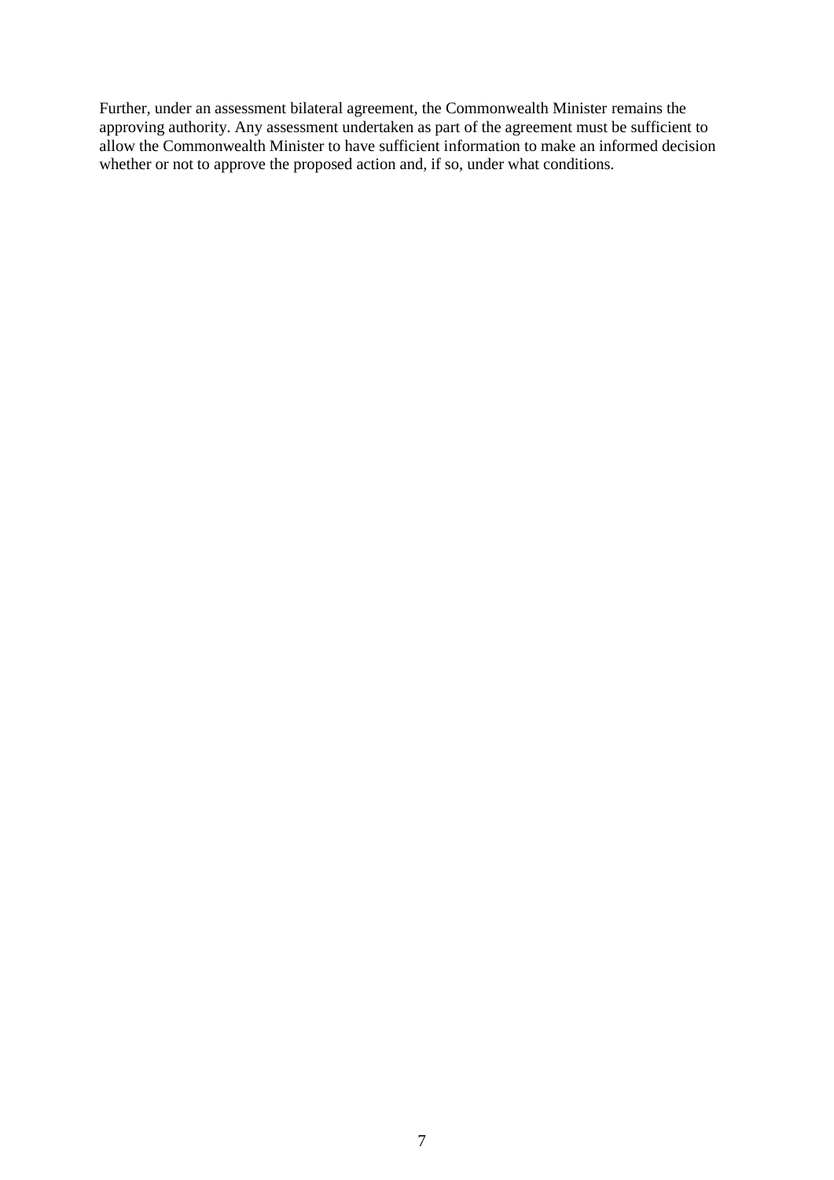Further, under an assessment bilateral agreement, the Commonwealth Minister remains the approving authority. Any assessment undertaken as part of the agreement must be sufficient to allow the Commonwealth Minister to have sufficient information to make an informed decision whether or not to approve the proposed action and, if so, under what conditions.